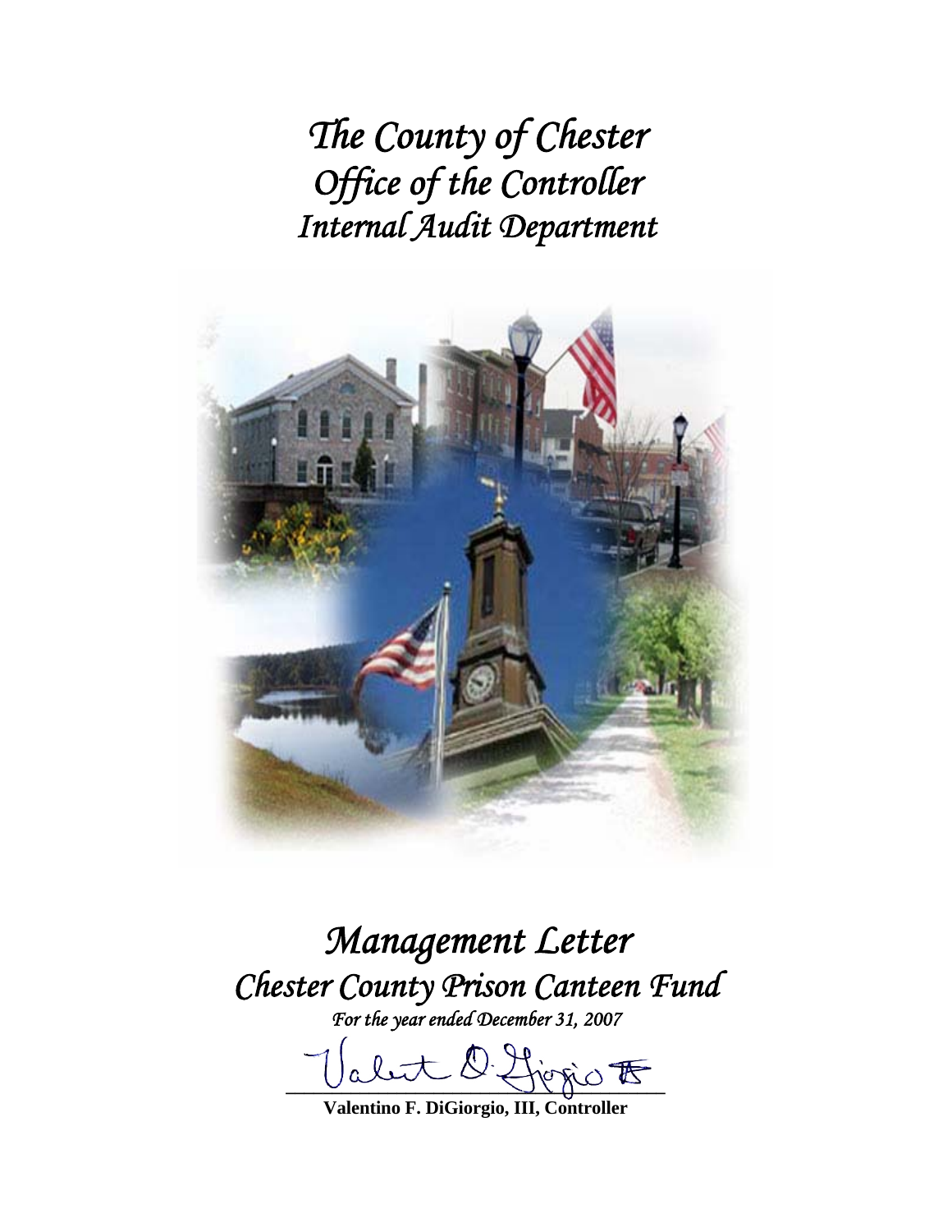# *The County of Chester*
# *Office of the Controller*
# *Internal Audit Department*

# *Management Letter*
# *Chester County Prison Canteen Fund*

*For the year ended December 31, 2007*

**Valentino F. DiGiorgio, III, Controller**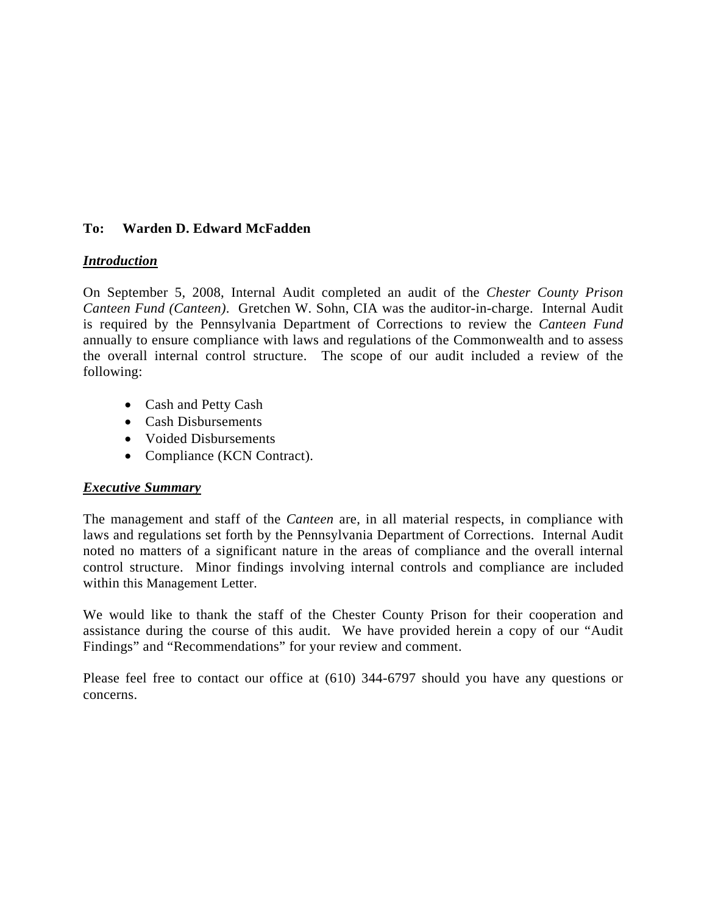**To: Warden D. Edward McFadden**

***Introduction***

On September 5, 2008, Internal Audit completed an audit of the *Chester County Prison Canteen Fund (Canteen)*. Gretchen W. Sohn, CIA was the auditor-in-charge. Internal Audit is required by the Pennsylvania Department of Corrections to review the *Canteen Fund* annually to ensure compliance with laws and regulations of the Commonwealth and to assess the overall internal control structure. The scope of our audit included a review of the following:

- Cash and Petty Cash
- Cash Disbursements
- Voided Disbursements
- Compliance (KCN Contract).

***Executive Summary***

The management and staff of the *Canteen* are, in all material respects, in compliance with laws and regulations set forth by the Pennsylvania Department of Corrections. Internal Audit noted no matters of a significant nature in the areas of compliance and the overall internal control structure. Minor findings involving internal controls and compliance are included within this Management Letter.

We would like to thank the staff of the Chester County Prison for their cooperation and assistance during the course of this audit. We have provided herein a copy of our "Audit Findings" and "Recommendations" for your review and comment.

Please feel free to contact our office at (610) 344-6797 should you have any questions or concerns.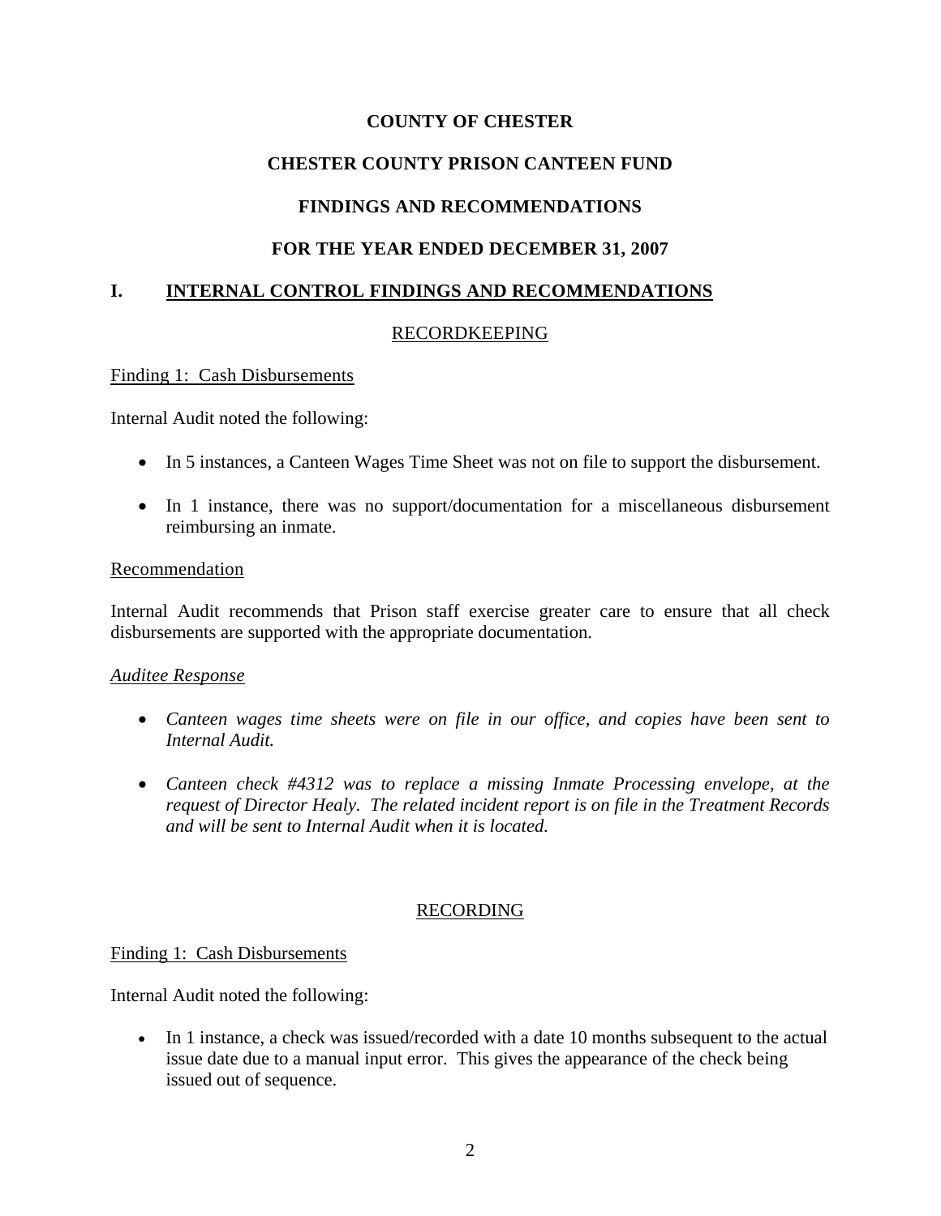# COUNTY OF CHESTER

## CHESTER COUNTY PRISON CANTEEN FUND

## FINDINGS AND RECOMMENDATIONS

## FOR THE YEAR ENDED DECEMBER 31, 2007

## I. INTERNAL CONTROL FINDINGS AND RECOMMENDATIONS

### RECORDKEEPING

Finding 1: Cash Disbursements

Internal Audit noted the following:

- In 5 instances, a Canteen Wages Time Sheet was not on file to support the disbursement.
- In 1 instance, there was no support/documentation for a miscellaneous disbursement reimbursing an inmate.

Recommendation

Internal Audit recommends that Prison staff exercise greater care to ensure that all check disbursements are supported with the appropriate documentation.

*Auditee Response*

- *Canteen wages time sheets were on file in our office, and copies have been sent to Internal Audit.*
- *Canteen check #4312 was to replace a missing Inmate Processing envelope, at the request of Director Healy. The related incident report is on file in the Treatment Records and will be sent to Internal Audit when it is located.*

### RECORDING

Finding 1: Cash Disbursements

Internal Audit noted the following:

- In 1 instance, a check was issued/recorded with a date 10 months subsequent to the actual issue date due to a manual input error. This gives the appearance of the check being issued out of sequence.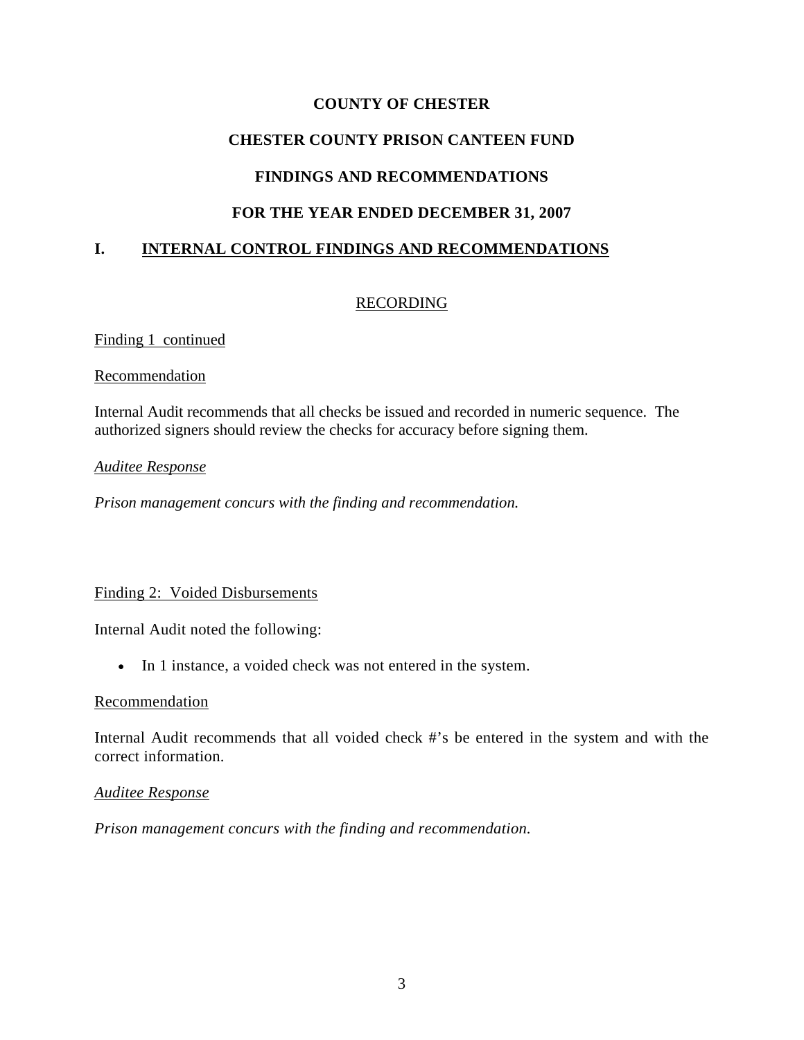# COUNTY OF CHESTER

## CHESTER COUNTY PRISON CANTEEN FUND

## FINDINGS AND RECOMMENDATIONS

## FOR THE YEAR ENDED DECEMBER 31, 2007

## I. INTERNAL CONTROL FINDINGS AND RECOMMENDATIONS

### RECORDING

Finding 1 continued

Recommendation

Internal Audit recommends that all checks be issued and recorded in numeric sequence. The authorized signers should review the checks for accuracy before signing them.

*Auditee Response*

*Prison management concurs with the finding and recommendation.*

Finding 2: Voided Disbursements

Internal Audit noted the following:

- In 1 instance, a voided check was not entered in the system.

Recommendation

Internal Audit recommends that all voided check #'s be entered in the system and with the correct information.

*Auditee Response*

*Prison management concurs with the finding and recommendation.*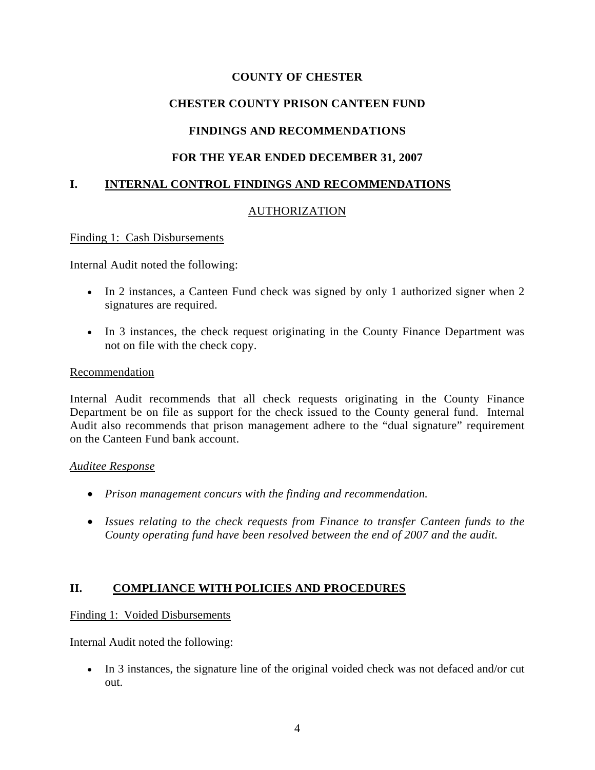**COUNTY OF CHESTER**

**CHESTER COUNTY PRISON CANTEEN FUND**

**FINDINGS AND RECOMMENDATIONS**

**FOR THE YEAR ENDED DECEMBER 31, 2007**

## I. INTERNAL CONTROL FINDINGS AND RECOMMENDATIONS

### AUTHORIZATION

Finding 1: Cash Disbursements

Internal Audit noted the following:

- In 2 instances, a Canteen Fund check was signed by only 1 authorized signer when 2 signatures are required.
- In 3 instances, the check request originating in the County Finance Department was not on file with the check copy.

Recommendation

Internal Audit recommends that all check requests originating in the County Finance Department be on file as support for the check issued to the County general fund. Internal Audit also recommends that prison management adhere to the "dual signature" requirement on the Canteen Fund bank account.

*Auditee Response*

- *Prison management concurs with the finding and recommendation.*
- *Issues relating to the check requests from Finance to transfer Canteen funds to the County operating fund have been resolved between the end of 2007 and the audit.*

## II. COMPLIANCE WITH POLICIES AND PROCEDURES

Finding 1: Voided Disbursements

Internal Audit noted the following:

- In 3 instances, the signature line of the original voided check was not defaced and/or cut out.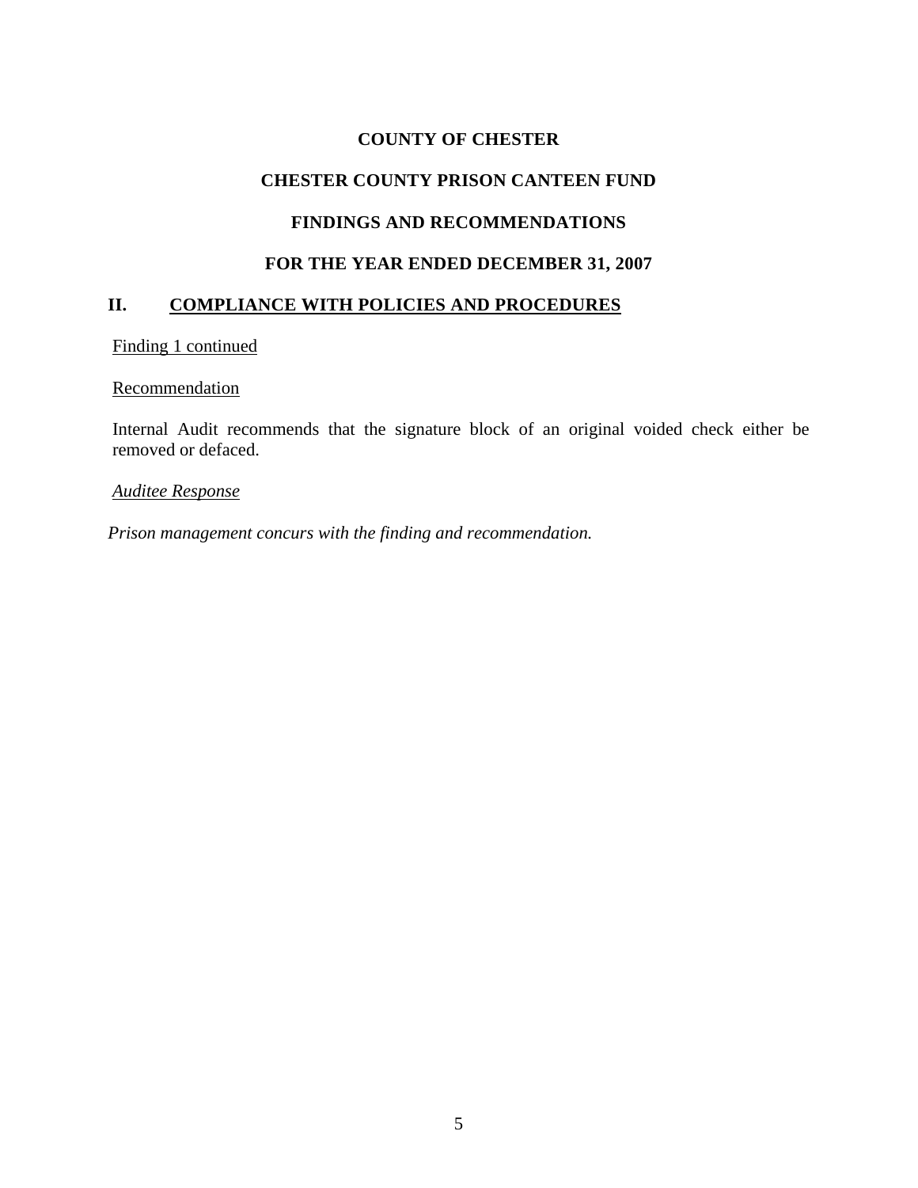**COUNTY OF CHESTER**

**CHESTER COUNTY PRISON CANTEEN FUND**

**FINDINGS AND RECOMMENDATIONS**

**FOR THE YEAR ENDED DECEMBER 31, 2007**

## II. COMPLIANCE WITH POLICIES AND PROCEDURES

Finding 1 continued

Recommendation

Internal Audit recommends that the signature block of an original voided check either be removed or defaced.

*Auditee Response*

*Prison management concurs with the finding and recommendation.*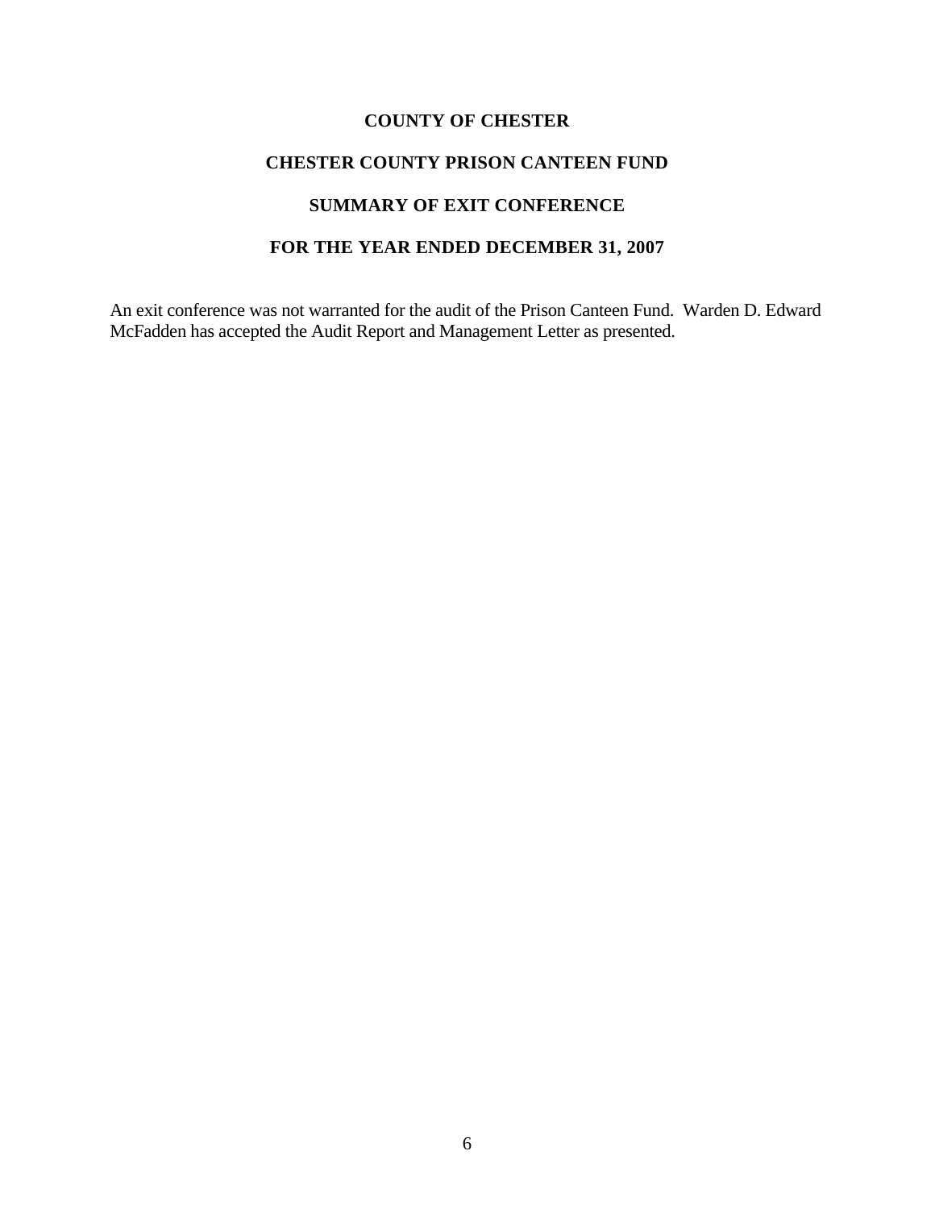# COUNTY OF CHESTER

## CHESTER COUNTY PRISON CANTEEN FUND

## SUMMARY OF EXIT CONFERENCE

## FOR THE YEAR ENDED DECEMBER 31, 2007

An exit conference was not warranted for the audit of the Prison Canteen Fund. Warden D. Edward McFadden has accepted the Audit Report and Management Letter as presented.